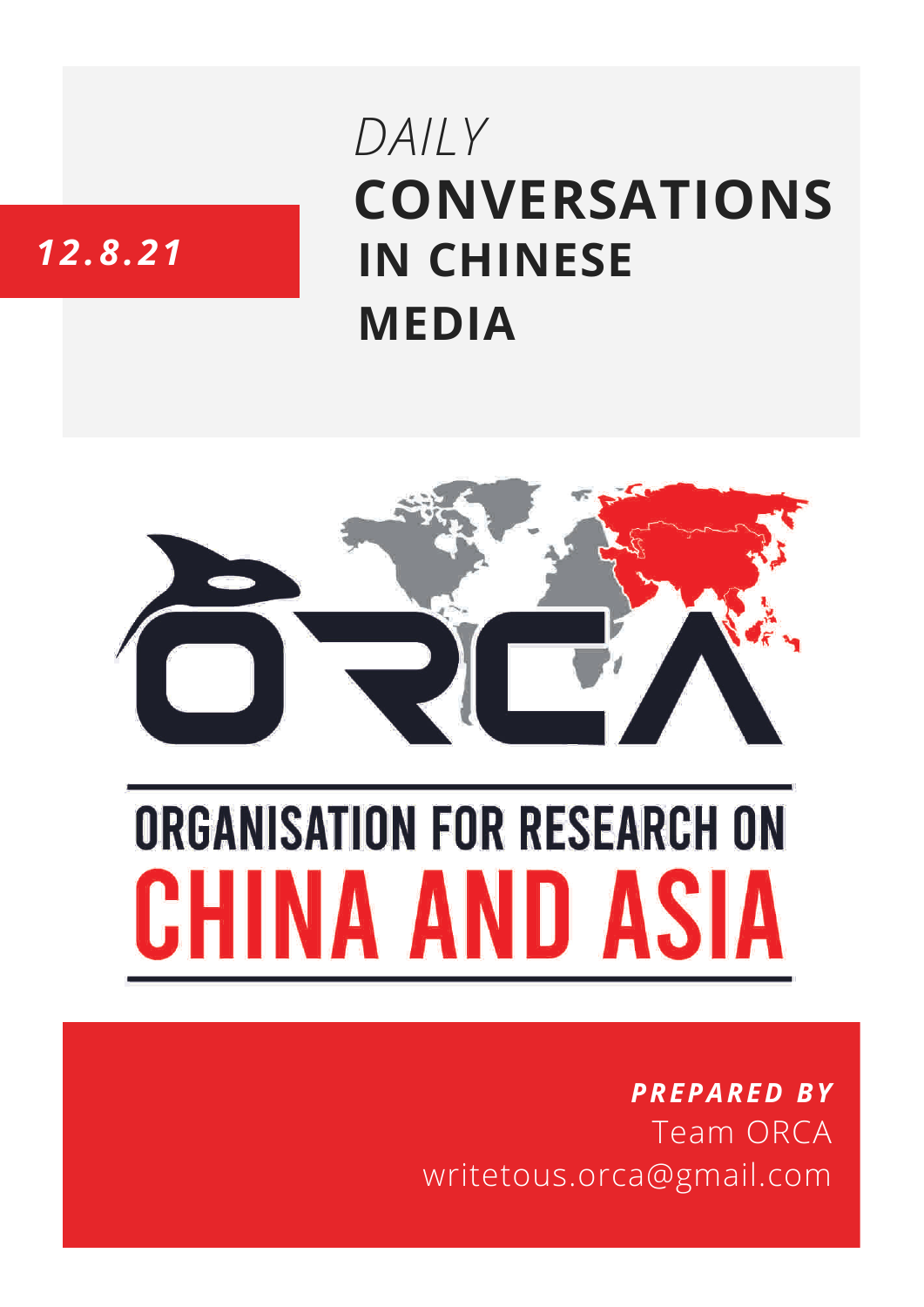12.8.21

# *DAILY* CONVERSATIONS IN CHINESE MEDIA

ORCA

ORGANISATION FOR RESEARCH ON CHINA AND ASIA

***PREPARED BY***
Team ORCA
writetous.orca@gmail.com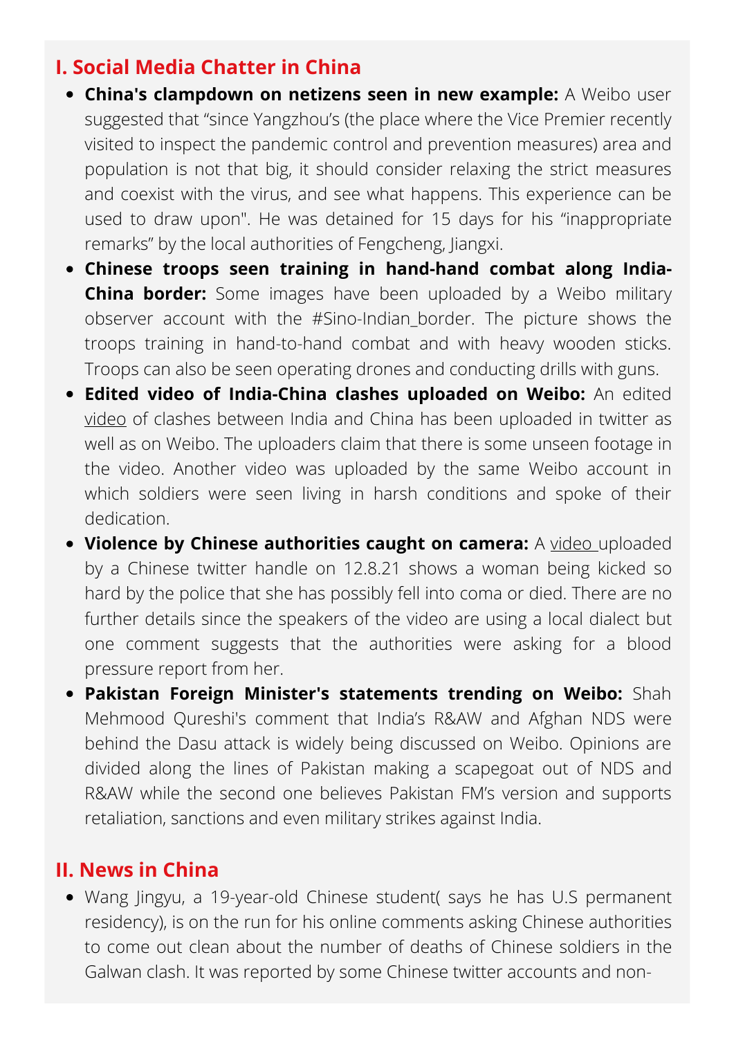## I. Social Media Chatter in China

- **China's clampdown on netizens seen in new example:** A Weibo user suggested that "since Yangzhou's (the place where the Vice Premier recently visited to inspect the pandemic control and prevention measures) area and population is not that big, it should consider relaxing the strict measures and coexist with the virus, and see what happens. This experience can be used to draw upon". He was detained for 15 days for his "inappropriate remarks" by the local authorities of Fengcheng, Jiangxi.
- **Chinese troops seen training in hand-hand combat along India-China border:** Some images have been uploaded by a Weibo military observer account with the #Sino-Indian_border. The picture shows the troops training in hand-to-hand combat and with heavy wooden sticks. Troops can also be seen operating drones and conducting drills with guns.
- **Edited video of India-China clashes uploaded on Weibo:** An edited video of clashes between India and China has been uploaded in twitter as well as on Weibo. The uploaders claim that there is some unseen footage in the video. Another video was uploaded by the same Weibo account in which soldiers were seen living in harsh conditions and spoke of their dedication.
- **Violence by Chinese authorities caught on camera:** A video uploaded by a Chinese twitter handle on 12.8.21 shows a woman being kicked so hard by the police that she has possibly fell into coma or died. There are no further details since the speakers of the video are using a local dialect but one comment suggests that the authorities were asking for a blood pressure report from her.
- **Pakistan Foreign Minister's statements trending on Weibo:** Shah Mehmood Qureshi's comment that India's R&AW and Afghan NDS were behind the Dasu attack is widely being discussed on Weibo. Opinions are divided along the lines of Pakistan making a scapegoat out of NDS and R&AW while the second one believes Pakistan FM's version and supports retaliation, sanctions and even military strikes against India.

## II. News in China

- Wang Jingyu, a 19-year-old Chinese student( says he has U.S permanent residency), is on the run for his online comments asking Chinese authorities to come out clean about the number of deaths of Chinese soldiers in the Galwan clash. It was reported by some Chinese twitter accounts and non-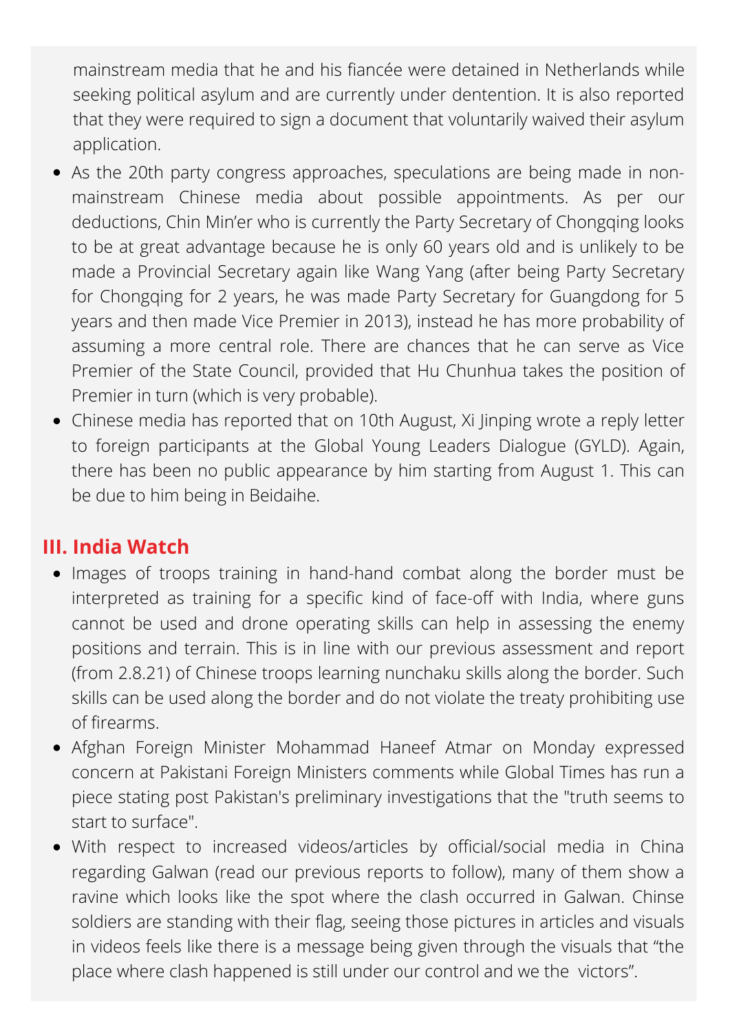mainstream media that he and his fiancée were detained in Netherlands while seeking political asylum and are currently under dentention. It is also reported that they were required to sign a document that voluntarily waived their asylum application.

- As the 20th party congress approaches, speculations are being made in non-mainstream Chinese media about possible appointments. As per our deductions, Chin Min'er who is currently the Party Secretary of Chongqing looks to be at great advantage because he is only 60 years old and is unlikely to be made a Provincial Secretary again like Wang Yang (after being Party Secretary for Chongqing for 2 years, he was made Party Secretary for Guangdong for 5 years and then made Vice Premier in 2013), instead he has more probability of assuming a more central role. There are chances that he can serve as Vice Premier of the State Council, provided that Hu Chunhua takes the position of Premier in turn (which is very probable).
- Chinese media has reported that on 10th August, Xi Jinping wrote a reply letter to foreign participants at the Global Young Leaders Dialogue (GYLD). Again, there has been no public appearance by him starting from August 1. This can be due to him being in Beidaihe.

## III. India Watch

- Images of troops training in hand-hand combat along the border must be interpreted as training for a specific kind of face-off with India, where guns cannot be used and drone operating skills can help in assessing the enemy positions and terrain. This is in line with our previous assessment and report (from 2.8.21) of Chinese troops learning nunchaku skills along the border. Such skills can be used along the border and do not violate the treaty prohibiting use of firearms.
- Afghan Foreign Minister Mohammad Haneef Atmar on Monday expressed concern at Pakistani Foreign Ministers comments while Global Times has run a piece stating post Pakistan's preliminary investigations that the "truth seems to start to surface".
- With respect to increased videos/articles by official/social media in China regarding Galwan (read our previous reports to follow), many of them show a ravine which looks like the spot where the clash occurred in Galwan. Chinse soldiers are standing with their flag, seeing those pictures in articles and visuals in videos feels like there is a message being given through the visuals that "the place where clash happened is still under our control and we the victors".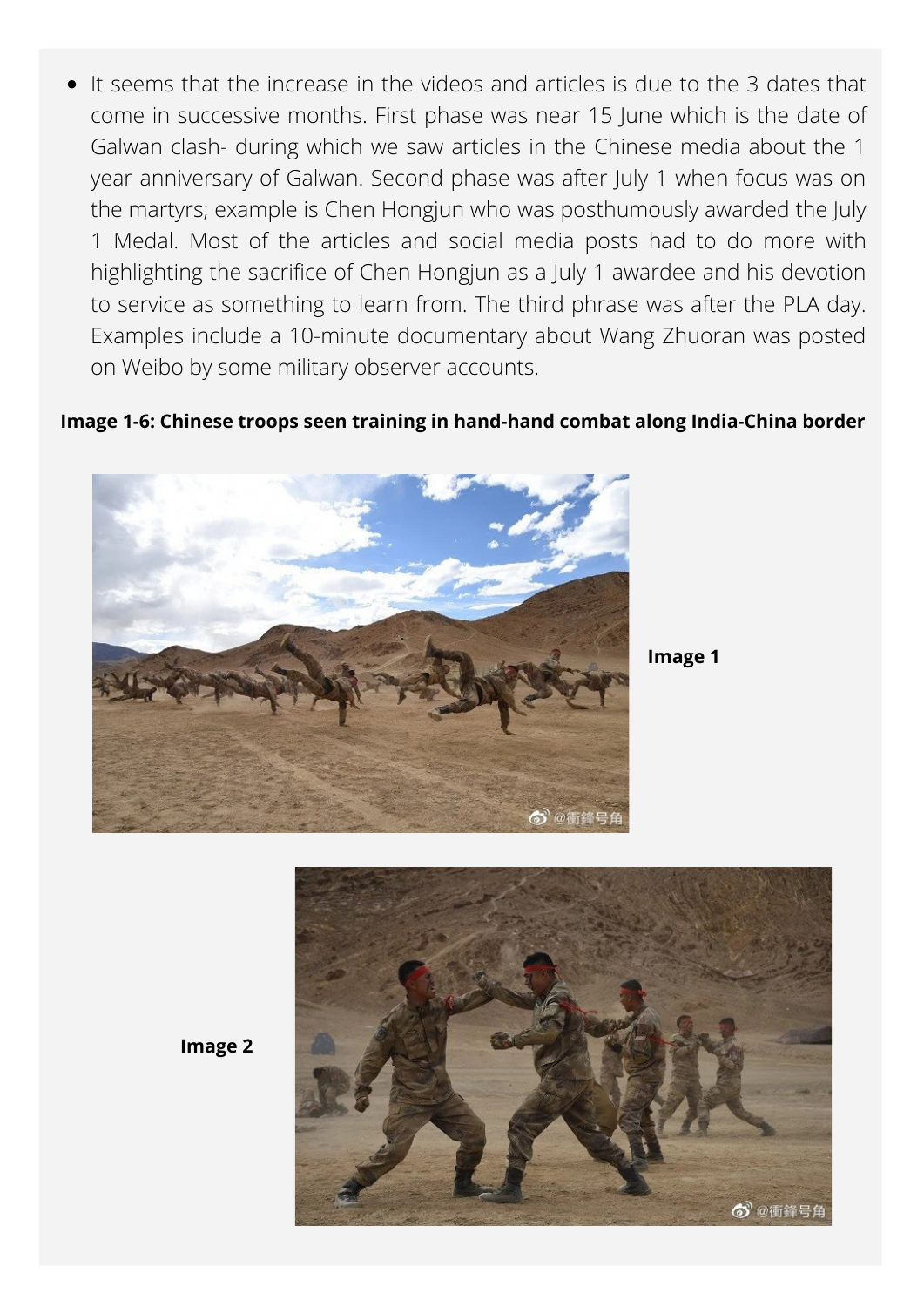- It seems that the increase in the videos and articles is due to the 3 dates that come in successive months. First phase was near 15 June which is the date of Galwan clash- during which we saw articles in the Chinese media about the 1 year anniversary of Galwan. Second phase was after July 1 when focus was on the martyrs; example is Chen Hongjun who was posthumously awarded the July 1 Medal. Most of the articles and social media posts had to do more with highlighting the sacrifice of Chen Hongjun as a July 1 awardee and his devotion to service as something to learn from. The third phrase was after the PLA day. Examples include a 10-minute documentary about Wang Zhuoran was posted on Weibo by some military observer accounts.

**Image 1-6: Chinese troops seen training in hand-hand combat along India-China border**

**Image 1**

**Image 2**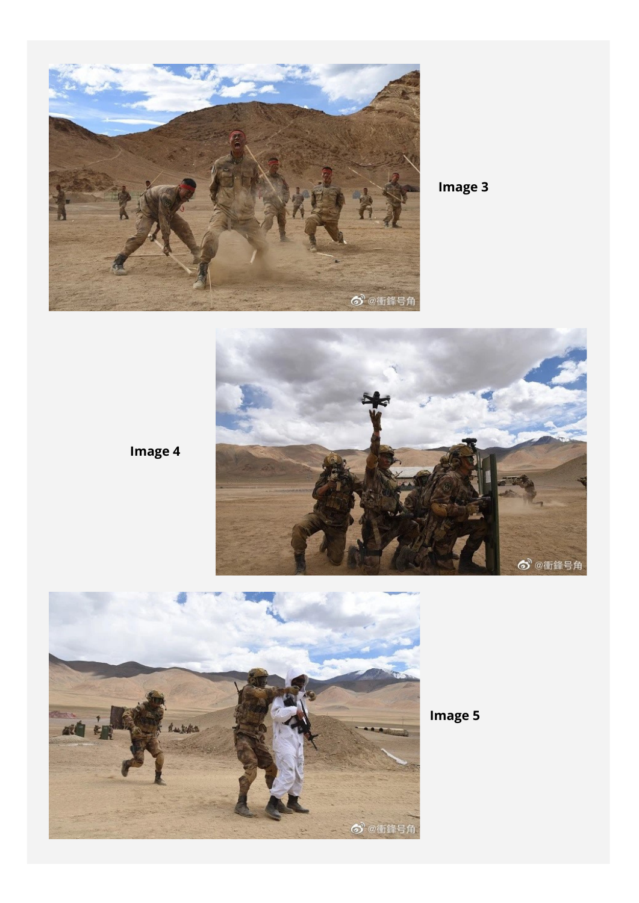Image 3

Image 4

Image 5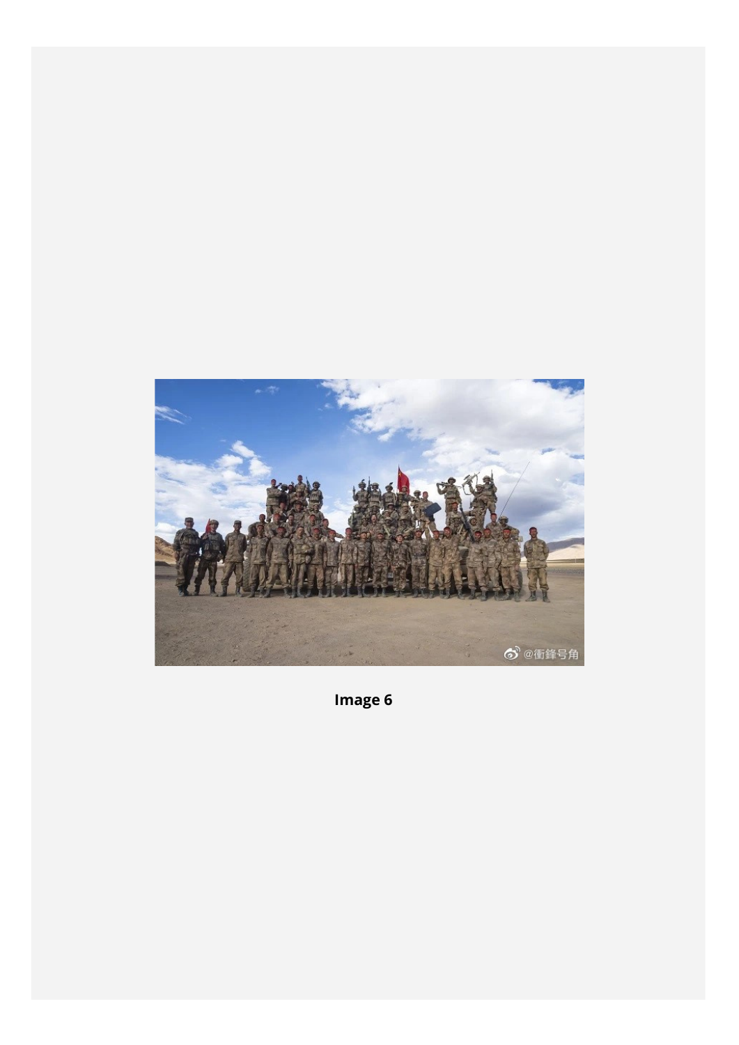Image 6